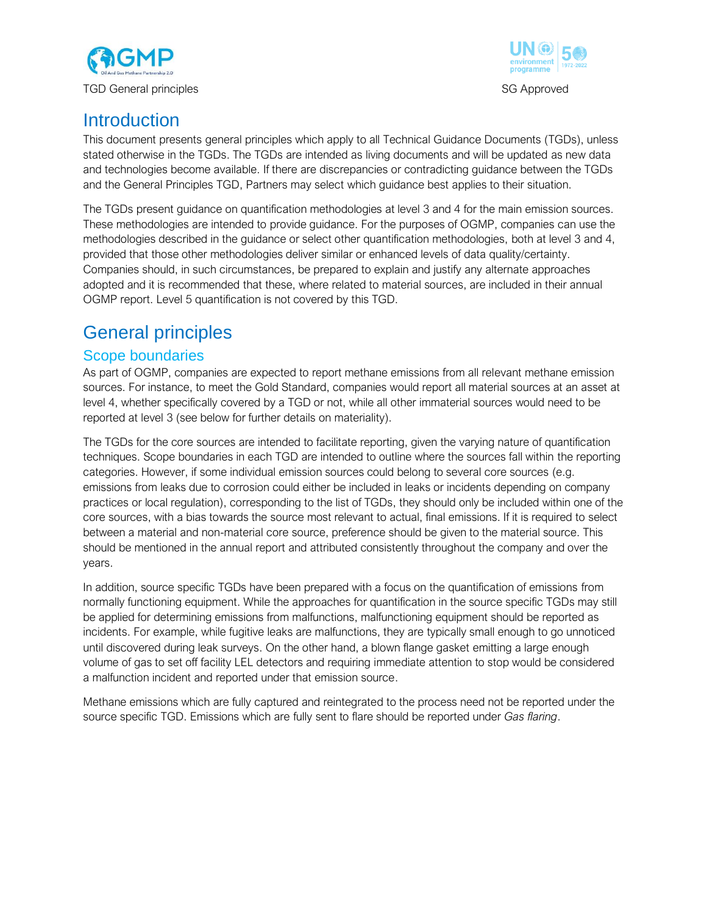# Introduction

This document presents general principles which apply to all Technical Guidance Documents (TGDs), unless stated otherwise in the TGDs. The TGDs are intended as living documents and will be updated as new data and technologies become available. If there are discrepancies or contradicting guidance between the TGDs and the General Principles TGD, Partners may select which guidance best applies to their situation.

The TGDs present guidance on quantification methodologies at level 3 and 4 for the main emission sources. These methodologies are intended to provide guidance. For the purposes of OGMP, companies can use the methodologies described in the guidance or select other quantification methodologies, both at level 3 and 4, provided that those other methodologies deliver similar or enhanced levels of data quality/certainty. Companies should, in such circumstances, be prepared to explain and justify any alternate approaches adopted and it is recommended that these, where related to material sources, are included in their annual OGMP report. Level 5 quantification is not covered by this TGD.

# General principles

## Scope boundaries

As part of OGMP, companies are expected to report methane emissions from all relevant methane emission sources. For instance, to meet the Gold Standard, companies would report all material sources at an asset at level 4, whether specifically covered by a TGD or not, while all other immaterial sources would need to be reported at level 3 (see below for further details on materiality).

The TGDs for the core sources are intended to facilitate reporting, given the varying nature of quantification techniques. Scope boundaries in each TGD are intended to outline where the sources fall within the reporting categories. However, if some individual emission sources could belong to several core sources (e.g. emissions from leaks due to corrosion could either be included in leaks or incidents depending on company practices or local regulation), corresponding to the list of TGDs, they should only be included within one of the core sources, with a bias towards the source most relevant to actual, final emissions. If it is required to select between a material and non-material core source, preference should be given to the material source. This should be mentioned in the annual report and attributed consistently throughout the company and over the years.

In addition, source specific TGDs have been prepared with a focus on the quantification of emissions from normally functioning equipment. While the approaches for quantification in the source specific TGDs may still be applied for determining emissions from malfunctions, malfunctioning equipment should be reported as incidents. For example, while fugitive leaks are malfunctions, they are typically small enough to go unnoticed until discovered during leak surveys. On the other hand, a blown flange gasket emitting a large enough volume of gas to set off facility LEL detectors and requiring immediate attention to stop would be considered a malfunction incident and reported under that emission source.

Methane emissions which are fully captured and reintegrated to the process need not be reported under the source specific TGD. Emissions which are fully sent to flare should be reported under *Gas flaring*.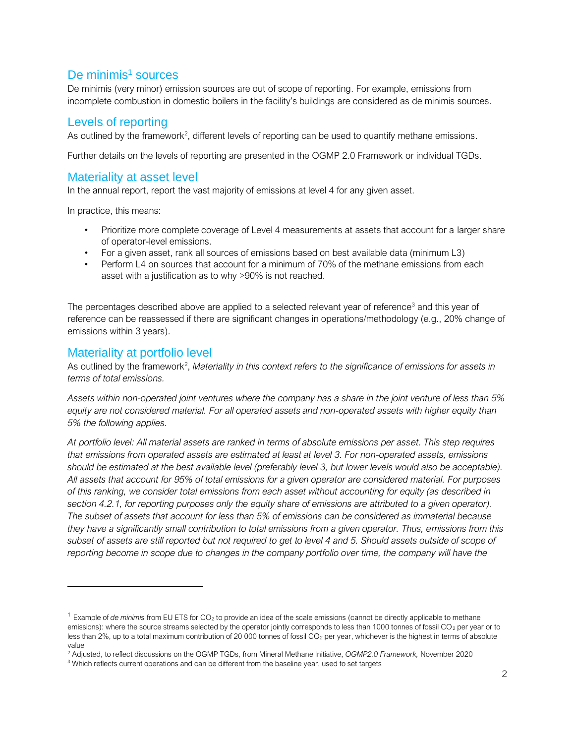## De minimis[1] sources

De minimis (very minor) emission sources are out of scope of reporting. For example, emissions from incomplete combustion in domestic boilers in the facility's buildings are considered as de minimis sources.

## Levels of reporting

As outlined by the framework[2], different levels of reporting can be used to quantify methane emissions.

Further details on the levels of reporting are presented in the OGMP 2.0 Framework or individual TGDs.

## Materiality at asset level

In the annual report, report the vast majority of emissions at level 4 for any given asset.

In practice, this means:

- Prioritize more complete coverage of Level 4 measurements at assets that account for a larger share of operator-level emissions.
- For a given asset, rank all sources of emissions based on best available data (minimum L3)
- Perform L4 on sources that account for a minimum of 70% of the methane emissions from each asset with a justification as to why >90% is not reached.

The percentages described above are applied to a selected relevant year of reference[3] and this year of reference can be reassessed if there are significant changes in operations/methodology (e.g., 20% change of emissions within 3 years).

## Materiality at portfolio level

As outlined by the framework[2], *Materiality in this context refers to the significance of emissions for assets in terms of total emissions.*

*Assets within non-operated joint ventures where the company has a share in the joint venture of less than 5% equity are not considered material. For all operated assets and non-operated assets with higher equity than 5% the following applies.*

*At portfolio level: All material assets are ranked in terms of absolute emissions per asset. This step requires that emissions from operated assets are estimated at least at level 3. For non-operated assets, emissions should be estimated at the best available level (preferably level 3, but lower levels would also be acceptable). All assets that account for 95% of total emissions for a given operator are considered material. For purposes of this ranking, we consider total emissions from each asset without accounting for equity (as described in section 4.2.1, for reporting purposes only the equity share of emissions are attributed to a given operator). The subset of assets that account for less than 5% of emissions can be considered as immaterial because they have a significantly small contribution to total emissions from a given operator. Thus, emissions from this subset of assets are still reported but not required to get to level 4 and 5. Should assets outside of scope of reporting become in scope due to changes in the company portfolio over time, the company will have the*

---

[1] Example of *de minimis* from EU ETS for $CO_2$ to provide an idea of the scale emissions (cannot be directly applicable to methane emissions): where the source streams selected by the operator jointly corresponds to less than 1000 tonnes of fossil $CO_2$ per year or to less than 2%, up to a total maximum contribution of 20 000 tonnes of fossil $CO_2$ per year, whichever is the highest in terms of absolute value

[2] Adjusted, to reflect discussions on the OGMP TGDs, from Mineral Methane Initiative, *OGMP2.0 Framework,* November 2020

[3] Which reflects current operations and can be different from the baseline year, used to set targets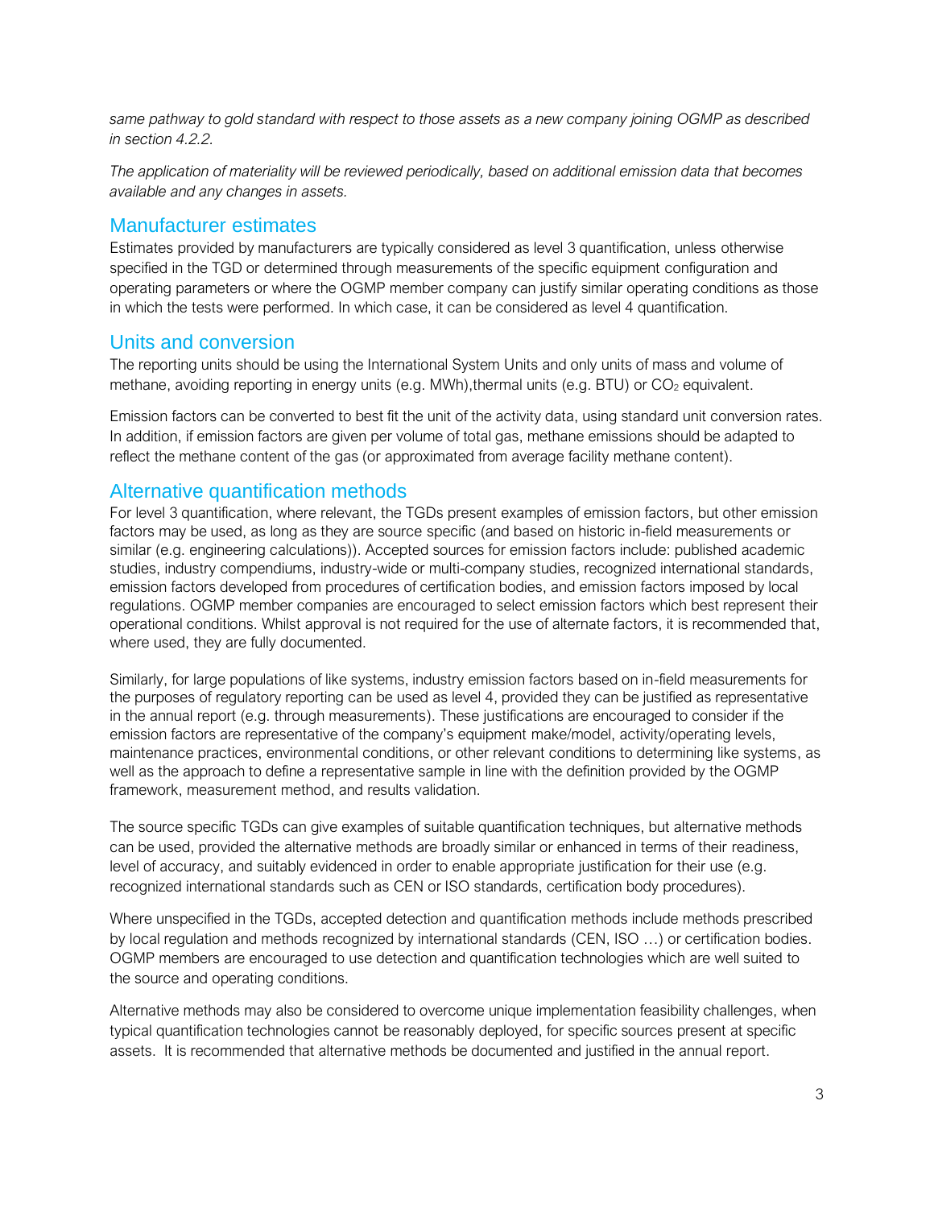*same pathway to gold standard with respect to those assets as a new company joining OGMP as described in section 4.2.2.*

*The application of materiality will be reviewed periodically, based on additional emission data that becomes available and any changes in assets.*

## Manufacturer estimates

Estimates provided by manufacturers are typically considered as level 3 quantification, unless otherwise specified in the TGD or determined through measurements of the specific equipment configuration and operating parameters or where the OGMP member company can justify similar operating conditions as those in which the tests were performed. In which case, it can be considered as level 4 quantification.

## Units and conversion

The reporting units should be using the International System Units and only units of mass and volume of methane, avoiding reporting in energy units (e.g. MWh),thermal units (e.g. BTU) or $CO_2$ equivalent.

Emission factors can be converted to best fit the unit of the activity data, using standard unit conversion rates. In addition, if emission factors are given per volume of total gas, methane emissions should be adapted to reflect the methane content of the gas (or approximated from average facility methane content).

## Alternative quantification methods

For level 3 quantification, where relevant, the TGDs present examples of emission factors, but other emission factors may be used, as long as they are source specific (and based on historic in-field measurements or similar (e.g. engineering calculations)). Accepted sources for emission factors include: published academic studies, industry compendiums, industry-wide or multi-company studies, recognized international standards, emission factors developed from procedures of certification bodies, and emission factors imposed by local regulations. OGMP member companies are encouraged to select emission factors which best represent their operational conditions. Whilst approval is not required for the use of alternate factors, it is recommended that, where used, they are fully documented.

Similarly, for large populations of like systems, industry emission factors based on in-field measurements for the purposes of regulatory reporting can be used as level 4, provided they can be justified as representative in the annual report (e.g. through measurements). These justifications are encouraged to consider if the emission factors are representative of the company's equipment make/model, activity/operating levels, maintenance practices, environmental conditions, or other relevant conditions to determining like systems, as well as the approach to define a representative sample in line with the definition provided by the OGMP framework, measurement method, and results validation.

The source specific TGDs can give examples of suitable quantification techniques, but alternative methods can be used, provided the alternative methods are broadly similar or enhanced in terms of their readiness, level of accuracy, and suitably evidenced in order to enable appropriate justification for their use (e.g. recognized international standards such as CEN or ISO standards, certification body procedures).

Where unspecified in the TGDs, accepted detection and quantification methods include methods prescribed by local regulation and methods recognized by international standards (CEN, ISO …) or certification bodies. OGMP members are encouraged to use detection and quantification technologies which are well suited to the source and operating conditions.

Alternative methods may also be considered to overcome unique implementation feasibility challenges, when typical quantification technologies cannot be reasonably deployed, for specific sources present at specific assets. It is recommended that alternative methods be documented and justified in the annual report.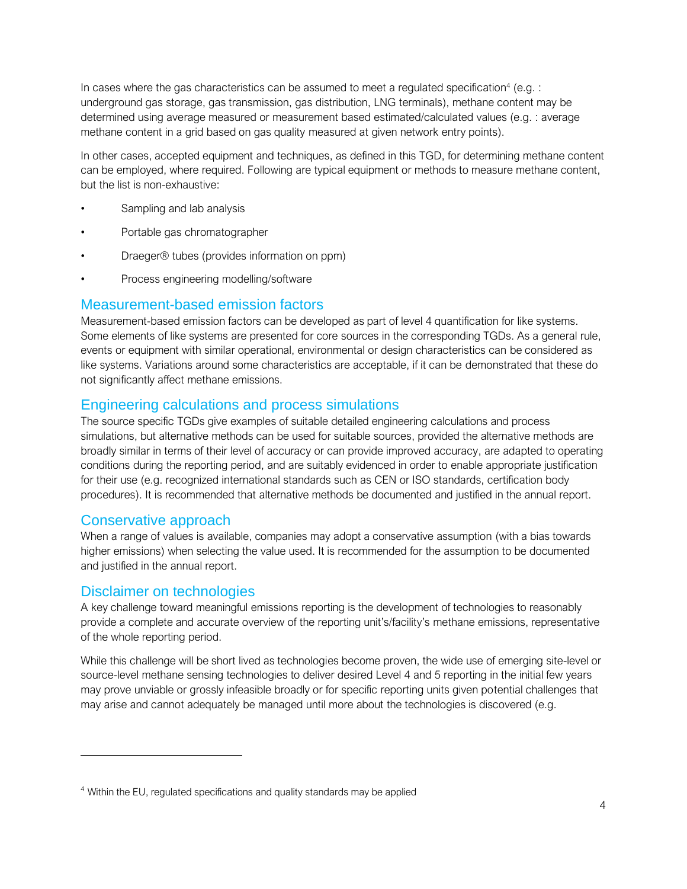In cases where the gas characteristics can be assumed to meet a regulated specification[4] (e.g. : underground gas storage, gas transmission, gas distribution, LNG terminals), methane content may be determined using average measured or measurement based estimated/calculated values (e.g. : average methane content in a grid based on gas quality measured at given network entry points).

In other cases, accepted equipment and techniques, as defined in this TGD, for determining methane content can be employed, where required. Following are typical equipment or methods to measure methane content, but the list is non-exhaustive:

- Sampling and lab analysis
- Portable gas chromatographer
- Draeger® tubes (provides information on ppm)
- Process engineering modelling/software

## Measurement-based emission factors

Measurement-based emission factors can be developed as part of level 4 quantification for like systems. Some elements of like systems are presented for core sources in the corresponding TGDs. As a general rule, events or equipment with similar operational, environmental or design characteristics can be considered as like systems. Variations around some characteristics are acceptable, if it can be demonstrated that these do not significantly affect methane emissions.

## Engineering calculations and process simulations

The source specific TGDs give examples of suitable detailed engineering calculations and process simulations, but alternative methods can be used for suitable sources, provided the alternative methods are broadly similar in terms of their level of accuracy or can provide improved accuracy, are adapted to operating conditions during the reporting period, and are suitably evidenced in order to enable appropriate justification for their use (e.g. recognized international standards such as CEN or ISO standards, certification body procedures). It is recommended that alternative methods be documented and justified in the annual report.

## Conservative approach

When a range of values is available, companies may adopt a conservative assumption (with a bias towards higher emissions) when selecting the value used. It is recommended for the assumption to be documented and justified in the annual report.

## Disclaimer on technologies

A key challenge toward meaningful emissions reporting is the development of technologies to reasonably provide a complete and accurate overview of the reporting unit's/facility's methane emissions, representative of the whole reporting period.

While this challenge will be short lived as technologies become proven, the wide use of emerging site-level or source-level methane sensing technologies to deliver desired Level 4 and 5 reporting in the initial few years may prove unviable or grossly infeasible broadly or for specific reporting units given potential challenges that may arise and cannot adequately be managed until more about the technologies is discovered (e.g.

---

[4] Within the EU, regulated specifications and quality standards may be applied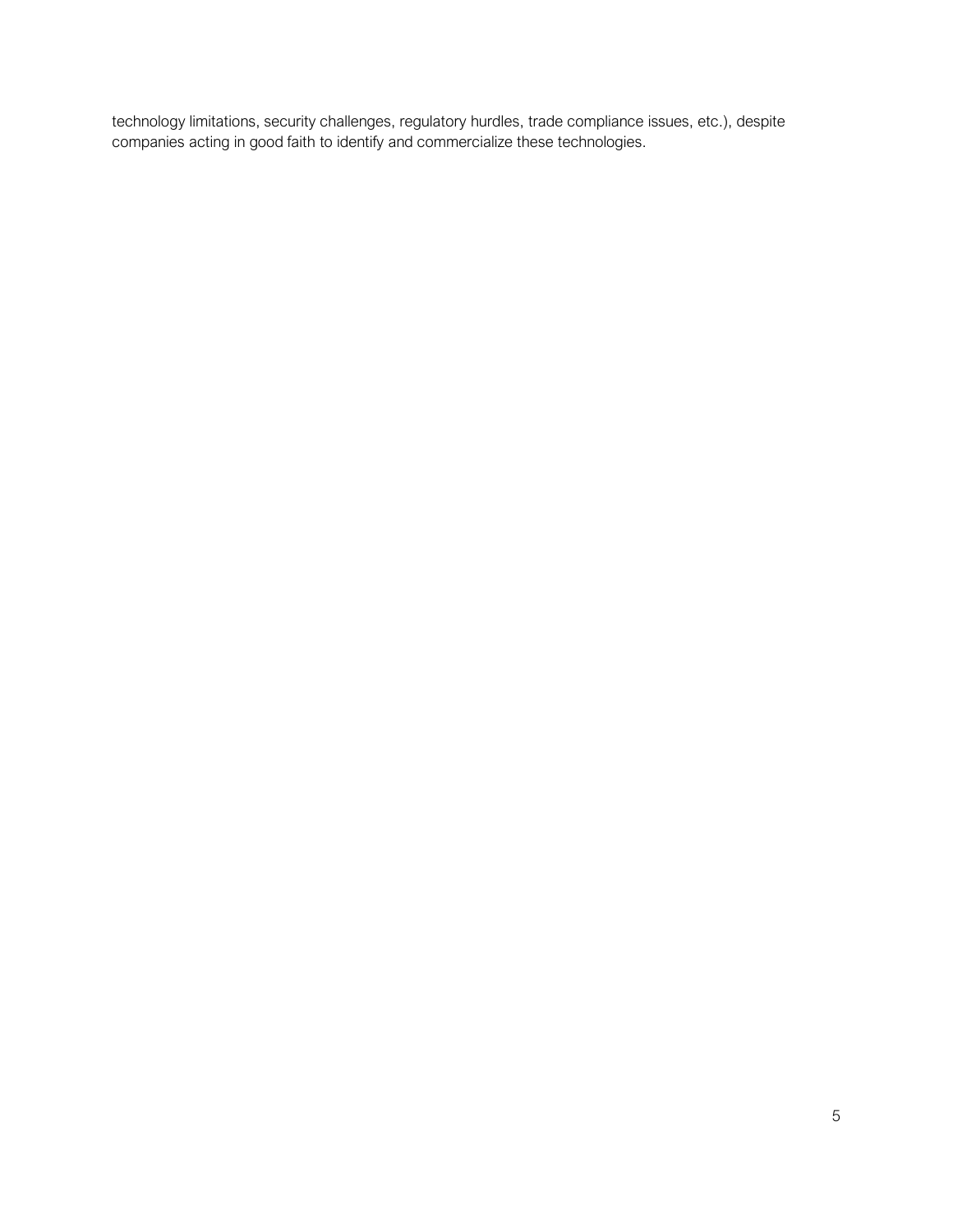technology limitations, security challenges, regulatory hurdles, trade compliance issues, etc.), despite companies acting in good faith to identify and commercialize these technologies.